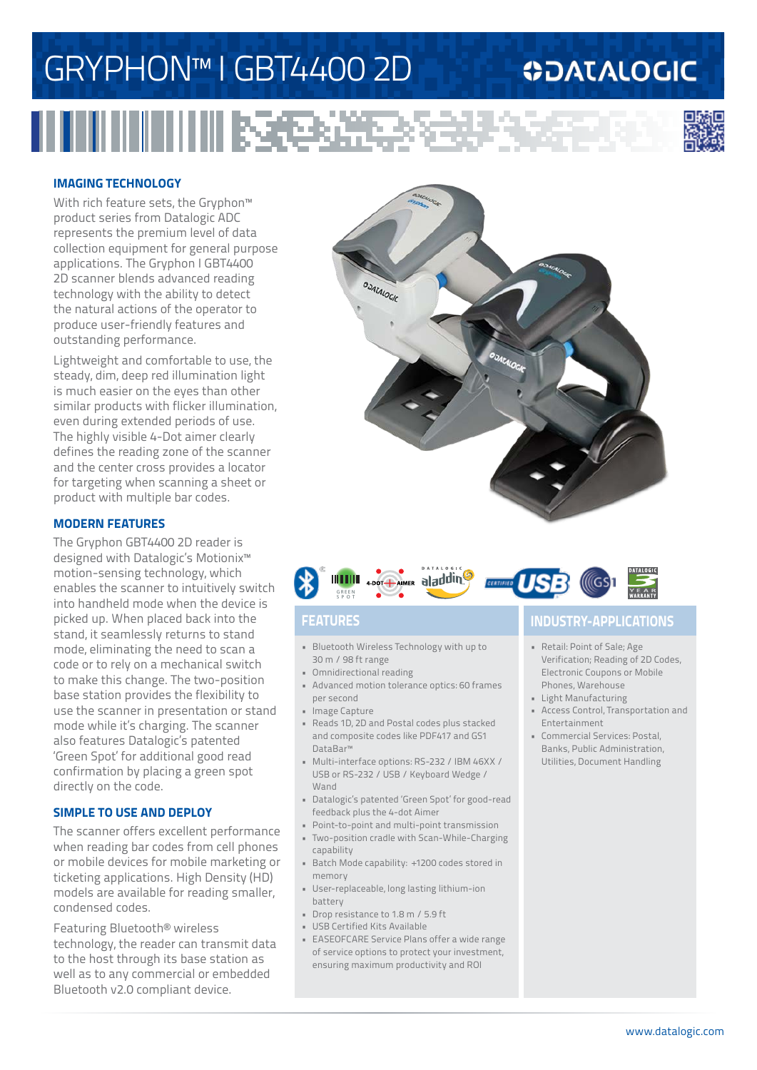# GRYPHON™ I GBT4400 2D

DATALOGIC

## IMAGING TECHNOLOGY

With rich feature sets, the Gryphon™ product series from Datalogic ADC represents the premium level of data collection equipment for general purpose applications. The Gryphon I GBT4400 2D scanner blends advanced reading technology with the ability to detect the natural actions of the operator to produce user-friendly features and outstanding performance.

Lightweight and comfortable to use, the steady, dim, deep red illumination light is much easier on the eyes than other similar products with flicker illumination, even during extended periods of use. The highly visible 4-Dot aimer clearly defines the reading zone of the scanner and the center cross provides a locator for targeting when scanning a sheet or product with multiple bar codes.

## MODERN FEATURES

The Gryphon GBT4400 2D reader is designed with Datalogic's Motionix™ motion-sensing technology, which enables the scanner to intuitively switch into handheld mode when the device is picked up. When placed back into the stand, it seamlessly returns to stand mode, eliminating the need to scan a code or to rely on a mechanical switch to make this change. The two-position base station provides the flexibility to use the scanner in presentation or stand mode while it's charging. The scanner also features Datalogic's patented 'Green Spot' for additional good read confirmation by placing a green spot directly on the code.

## SIMPLE TO USE AND DEPLOY

The scanner offers excellent performance when reading bar codes from cell phones or mobile devices for mobile marketing or ticketing applications. High Density (HD) models are available for reading smaller, condensed codes.

Featuring Bluetooth® wireless technology, the reader can transmit data to the host through its base station as well as to any commercial or embedded Bluetooth v2.0 compliant device.

## FEATURES

- Bluetooth Wireless Technology with up to 30 m / 98 ft range
- Omnidirectional reading
- Advanced motion tolerance optics: 60 frames per second
- Image Capture
- Reads 1D, 2D and Postal codes plus stacked and composite codes like PDF417 and GS1 DataBar™
- Multi-interface options: RS-232 / IBM 46XX / USB or RS-232 / USB / Keyboard Wedge / Wand
- Datalogic's patented 'Green Spot' for good-read feedback plus the 4-dot Aimer
- Point-to-point and multi-point transmission
- Two-position cradle with Scan-While-Charging capability
- Batch Mode capability: +1200 codes stored in memory
- User-replaceable, long lasting lithium-ion battery
- Drop resistance to 1.8 m / 5.9 ft
- USB Certified Kits Available
- EASEOFCARE Service Plans offer a wide range of service options to protect your investment, ensuring maximum productivity and ROI

## INDUSTRY-APPLICATIONS

- Retail: Point of Sale; Age Verification; Reading of 2D Codes, Electronic Coupons or Mobile Phones, Warehouse
- Light Manufacturing
- Access Control, Transportation and Entertainment
- Commercial Services: Postal, Banks, Public Administration, Utilities, Document Handling

www.datalogic.com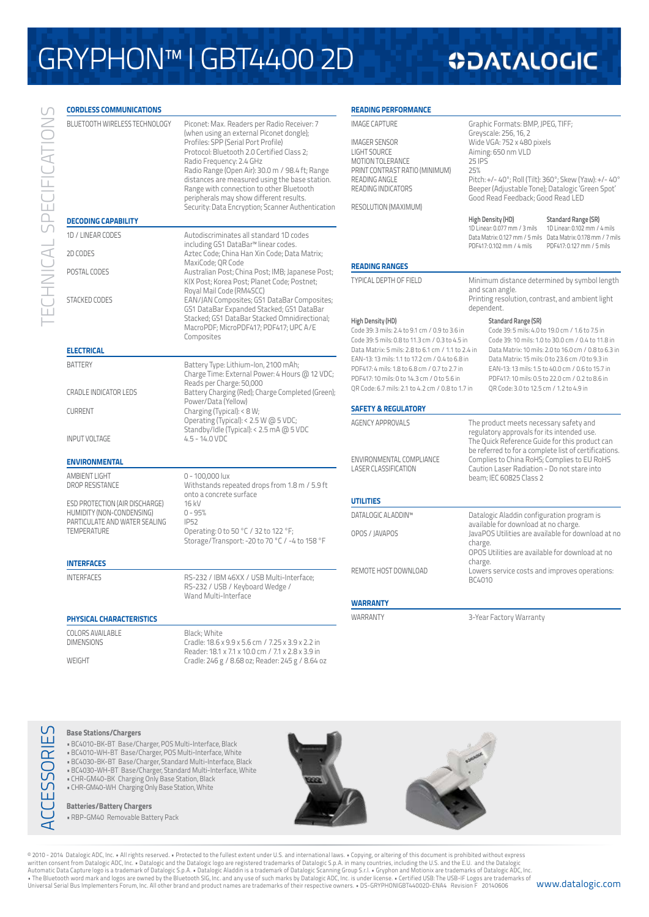# GRYPHON™ I GBT4400 2D

DATALOGIC

TECHNICAL SPECIFICATIONS

## CORDLESS COMMUNICATIONS

| | |
|---|---|
| BLUETOOTH WIRELESS TECHNOLOGY | Piconet: Max. Readers per Radio Receiver: 7 (when using an external Piconet dongle); Profiles: SPP (Serial Port Profile) Protocol: Bluetooth 2.0 Certified Class 2; Radio Frequency: 2.4 GHz Radio Range (Open Air): 30.0 m / 98.4 ft; Range distances are measured using the base station. Range with connection to other Bluetooth peripherals may show different results. Security: Data Encryption; Scanner Authentication |

## DECODING CAPABILITY

| | |
|---|---|
| 1D / LINEAR CODES | Autodiscriminates all standard 1D codes including GS1 DataBar™ linear codes. |
| 2D CODES | Aztec Code; China Han Xin Code; Data Matrix; MaxiCode; QR Code |
| POSTAL CODES | Australian Post; China Post; IMB; Japanese Post; KIX Post; Korea Post; Planet Code; Postnet; Royal Mail Code (RM4SCC) |
| STACKED CODES | EAN/JAN Composites; GS1 DataBar Composites; GS1 DataBar Expanded Stacked; GS1 DataBar Stacked; GS1 DataBar Stacked Omnidirectional; MacroPDF; MicroPDF417; PDF417; UPC A/E Composites |

## ELECTRICAL

| | |
|---|---|
| BATTERY | Battery Type: Lithium-Ion, 2100 mAh; Charge Time: External Power: 4 Hours @ 12 VDC; Reads per Charge: 50,000 |
| CRADLE INDICATOR LEDS | Battery Charging (Red); Charge Completed (Green); Power/Data (Yellow) |
| CURRENT | Charging (Typical): < 8 W; Operating (Typical): < 2.5 W @ 5 VDC; Standby/Idle (Typical): < 2.5 mA @ 5 VDC |
| INPUT VOLTAGE | 4.5 - 14.0 VDC |

## ENVIRONMENTAL

| | |
|---|---|
| AMBIENT LIGHT | 0 - 100,000 lux |
| DROP RESISTANCE | Withstands repeated drops from 1.8 m / 5.9 ft onto a concrete surface |
| ESD PROTECTION (AIR DISCHARGE) | 16 kV |
| HUMIDITY (NON-CONDENSING) | 0 - 95% |
| PARTICULATE AND WATER SEALING | IP52 |
| TEMPERATURE | Operating: 0 to 50 °C / 32 to 122 °F; Storage/Transport: -20 to 70 °C / -4 to 158 °F |

## INTERFACES

| | |
|---|---|
| INTERFACES | RS-232 / IBM 46XX / USB Multi-Interface; RS-232 / USB / Keyboard Wedge / Wand Multi-Interface |

## PHYSICAL CHARACTERISTICS

| | |
|---|---|
| COLORS AVAILABLE | Black; White |
| DIMENSIONS | Cradle: 18.6 x 9.9 x 5.6 cm / 7.25 x 3.9 x 2.2 in Reader: 18.1 x 7.1 x 10.0 cm / 7.1 x 2.8 x 3.9 in |
| WEIGHT | Cradle: 246 g / 8.68 oz; Reader: 245 g / 8.64 oz |

## READING PERFORMANCE

| | |
|---|---|
| IMAGE CAPTURE | Graphic Formats: BMP, JPEG, TIFF; Greyscale: 256, 16, 2 |
| IMAGER SENSOR | Wide VGA: 752 x 480 pixels |
| LIGHT SOURCE | Aiming: 650 nm VLD |
| MOTION TOLERANCE | 25 IPS |
| PRINT CONTRAST RATIO (MINIMUM) | 25% |
| READING ANGLE | Pitch: +/- 40°; Roll (Tilt): 360°; Skew (Yaw): +/- 40° |
| READING INDICATORS | Beeper (Adjustable Tone); Datalogic 'Green Spot' Good Read Feedback; Good Read LED |
| RESOLUTION (MAXIMUM) | |

| High Density (HD) | Standard Range (SR) |
|---|---|
| 1D Linear: 0.077 mm / 3 mils | 1D Linear: 0.102 mm / 4 mils |
| Data Matrix: 0.127 mm / 5 mils | Data Matrix: 0.178 mm / 7 mils |
| PDF417: 0.102 mm / 4 mils | PDF417: 0.127 mm / 5 mils |

## READING RANGES

| | |
|---|---|
| TYPICAL DEPTH OF FIELD | Minimum distance determined by symbol length and scan angle. Printing resolution, contrast, and ambient light dependent. |

| High Density (HD) | Standard Range (SR) |
|---|---|
| Code 39: 3 mils: 2.4 to 9.1 cm / 0.9 to 3.6 in | Code 39: 5 mils: 4.0 to 19.0 cm / 1.6 to 7.5 in |
| Code 39: 5 mils: 0.8 to 11.3 cm / 0.3 to 4.5 in | Code 39: 10 mils: 1.0 to 30.0 cm / 0.4 to 11.8 in |
| Data Matrix: 5 mils: 2.8 to 6.1 cm / 1.1 to 2.4 in | Data Matrix: 10 mils: 2.0 to 16.0 cm / 0.8 to 6.3 in |
| EAN-13: 13 mils: 1.1 to 17.2 cm / 0.4 to 6.8 in | Data Matrix: 15 mils: 0 to 23.6 cm /0 to 9.3 in |
| PDF417: 4 mils: 1.8 to 6.8 cm / 0.7 to 2.7 in | EAN-13: 13 mils: 1.5 to 40.0 cm / 0.6 to 15.7 in |
| PDF417: 10 mils: 0 to 14.3 cm / 0 to 5.6 in | PDF417: 10 mils: 0.5 to 22.0 cm / 0.2 to 8.6 in |
| QR Code: 6.7 mils: 2.1 to 4.2 cm / 0.8 to 1.7 in | QR Code: 3.0 to 12.5 cm / 1.2 to 4.9 in |

## SAFETY & REGULATORY

| | |
|---|---|
| AGENCY APPROVALS | The product meets necessary safety and regulatory approvals for its intended use. The Quick Reference Guide for this product can be referred to for a complete list of certifications. |
| ENVIRONMENTAL COMPLIANCE | Complies to China RoHS; Complies to EU RoHS |
| LASER CLASSIFICATION | Caution Laser Radiation - Do not stare into beam; IEC 60825 Class 2 |

## UTILITIES

| | |
|---|---|
| DATALOGIC ALADDIN™ | Datalogic Aladdin configuration program is available for download at no charge. |
| OPOS / JAVAPOS | JavaPOS Utilities are available for download at no charge. OPOS Utilities are available for download at no charge. |
| REMOTE HOST DOWNLOAD | Lowers service costs and improves operations: BC4010 |

## WARRANTY

| | |
|---|---|
| WARRANTY | 3-Year Factory Warranty |

# ACCESSORIES

**Base Stations/Chargers**

- BC4010-BK-BT Base/Charger, POS Multi-Interface, Black
- BC4010-WH-BT Base/Charger, POS Multi-Interface, White
- BC4030-BK-BT Base/Charger, Standard Multi-Interface, Black
- BC4030-WH-BT Base/Charger, Standard Multi-Interface, White
- CHR-GM40-BK Charging Only Base Station, Black
- CHR-GM40-WH Charging Only Base Station, White

**Batteries/Battery Chargers**

- RBP-GM40 Removable Battery Pack

© 2010 - 2014 Datalogic ADC, Inc. • All rights reserved. • Protected to the fullest extent under U.S. and international laws. • Copying, or altering of this document is prohibited without express written consent from Datalogic ADC, Inc. • Datalogic and the Datalogic logo are registered trademarks of Datalogic S.p.A. in many countries, including the U.S. and the E.U. and the Datalogic Automatic Data Capture logo is a trademark of Datalogic S.p.A. • Datalogic Aladdin is a trademark of Datalogic Scanning Group S.r.l. • Gryphon and Motionix are trademarks of Datalogic ADC, Inc. • The Bluetooth word mark and logos are owned by the Bluetooth SIG, Inc. and any use of such marks by Datalogic ADC, Inc. is under license. • Certified USB: The USB-IF Logos are trademarks of Universal Serial Bus Implementers Forum, Inc. All other brand and product names are trademarks of their respective owners. • DS-GRYPHONIGBT44002D-ENA4 Revision F 20140606

www.datalogic.com